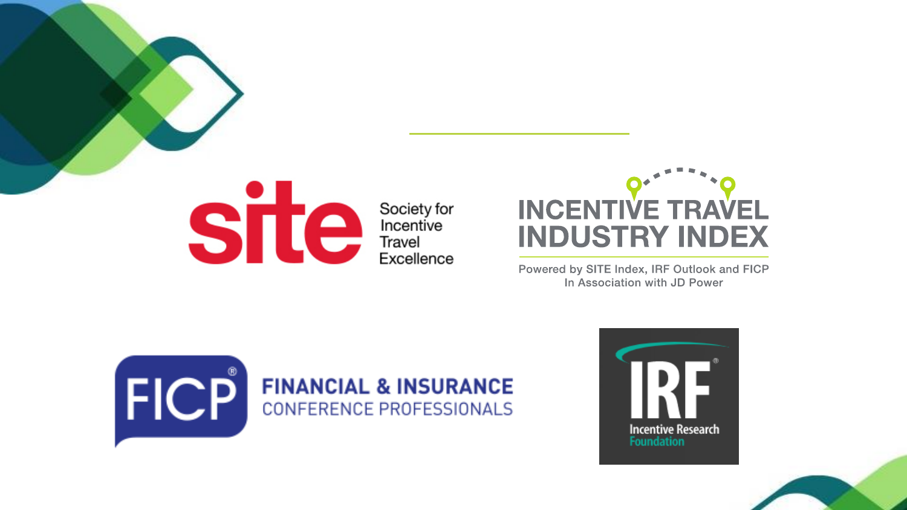site Society for Incentive Travel Excellence

INCENTIVE TRAVEL INDUSTRY INDEX

Powered by SITE Index, IRF Outlook and FICP
In Association with JD Power

FICP® FINANCIAL & INSURANCE CONFERENCE PROFESSIONALS

IRF® Incentive Research Foundation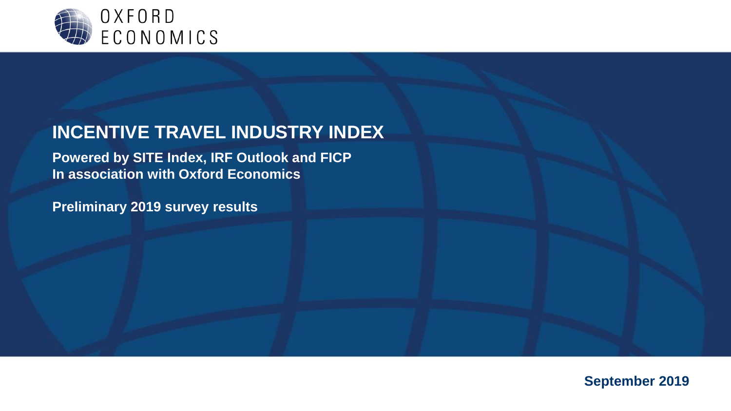OXFORD ECONOMICS

# INCENTIVE TRAVEL INDUSTRY INDEX

**Powered by SITE Index, IRF Outlook and FICP**
**In association with Oxford Economics**

**Preliminary 2019 survey results**

**September 2019**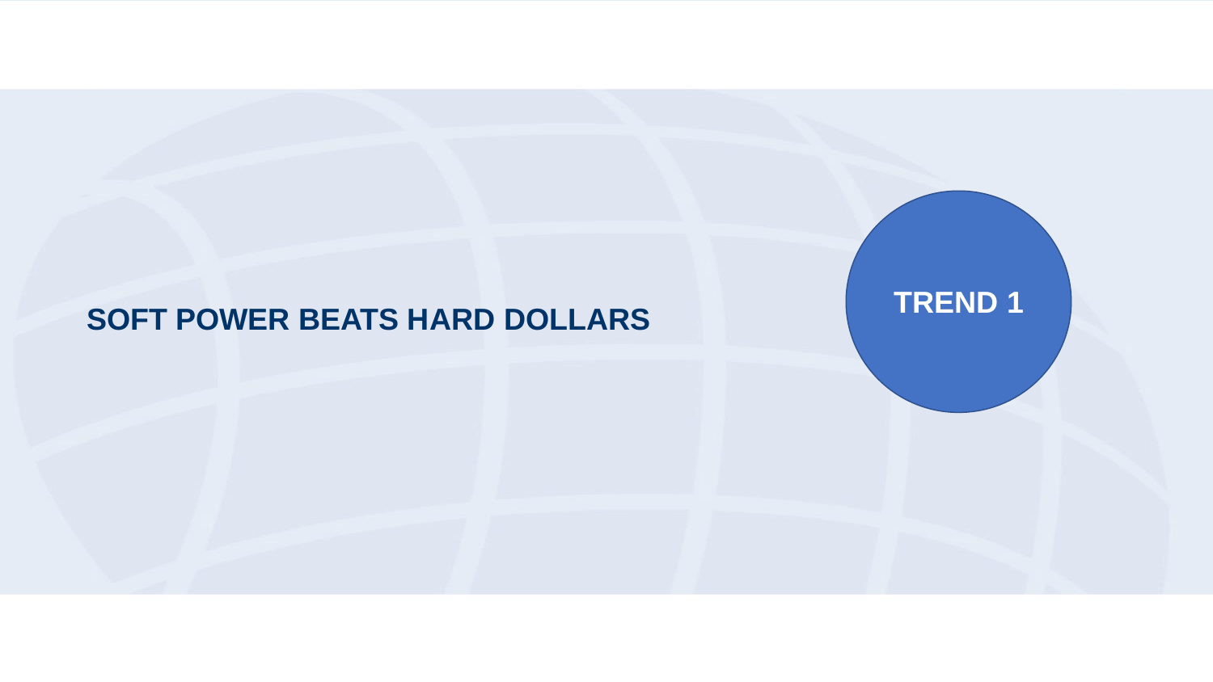TREND 1

# SOFT POWER BEATS HARD DOLLARS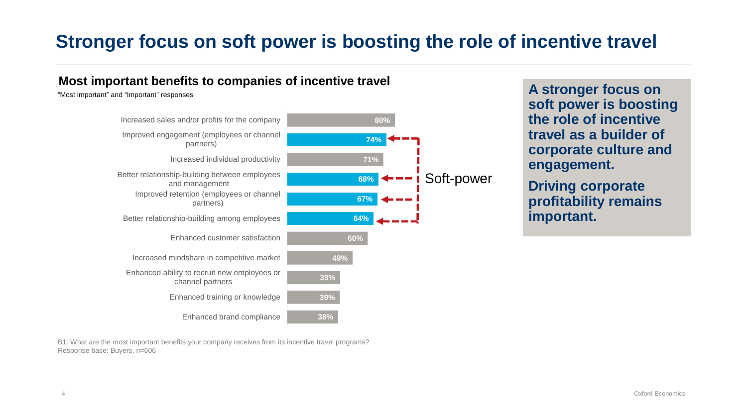# Stronger focus on soft power is boosting the role of incentive travel

## Most important benefits to companies of incentive travel

"Most important" and "Important" responses

| Benefit | % |
| --- | --- |
| Increased sales and/or profits for the company | 80% |
| Improved engagement (employees or channel partners) | 74% |
| Increased individual productivity | 71% |
| Better relationship-building between employees and management | 68% |
| Improved retention (employees or channel partners) | 67% |
| Better relationship-building among employees | 64% |
| Enhanced customer satisfaction | 60% |
| Increased mindshare in competitive market | 49% |
| Enhanced ability to recruit new employees or channel partners | 39% |
| Enhanced training or knowledge | 39% |
| Enhanced brand compliance | 38% |

Soft-power: Improved engagement (employees or channel partners); Better relationship-building between employees and management; Improved retention (employees or channel partners); Better relationship-building among employees

B1: What are the most important benefits your company receives from its incentive travel programs?
Response base: Buyers, n=606

**A stronger focus on soft power is boosting the role of incentive travel as a builder of corporate culture and engagement.**

**Driving corporate profitability remains important.**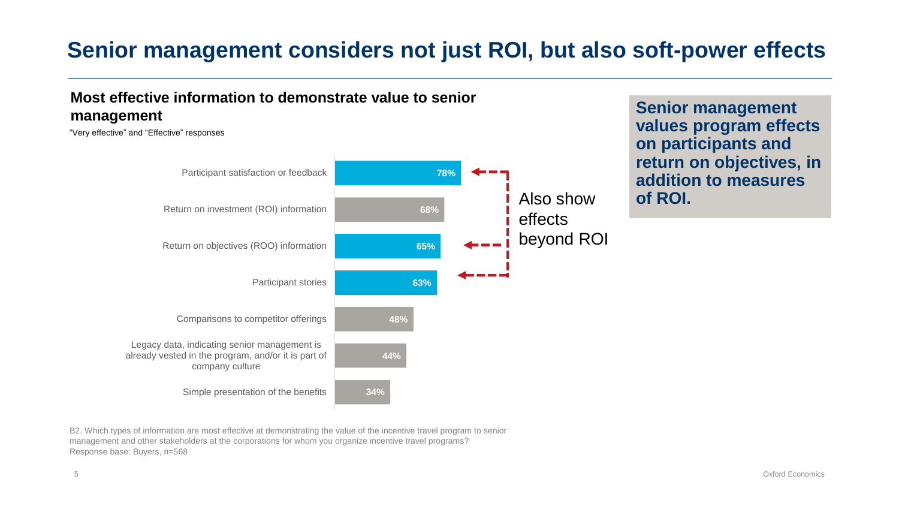# Senior management considers not just ROI, but also soft-power effects

## Most effective information to demonstrate value to senior management

"Very effective" and "Effective" responses

| Information type | % |
| --- | --- |
| Participant satisfaction or feedback | 78% |
| Return on investment (ROI) information | 68% |
| Return on objectives (ROO) information | 65% |
| Participant stories | 63% |
| Comparisons to competitor offerings | 48% |
| Legacy data, indicating senior management is already vested in the program, and/or it is part of company culture | 44% |
| Simple presentation of the benefits | 34% |

Also show effects beyond ROI

**Senior management values program effects on participants and return on objectives, in addition to measures of ROI.**

B2. Which types of information are most effective at demonstrating the value of the incentive travel program to senior management and other stakeholders at the corporations for whom you organize incentive travel programs?
Response base: Buyers, n=568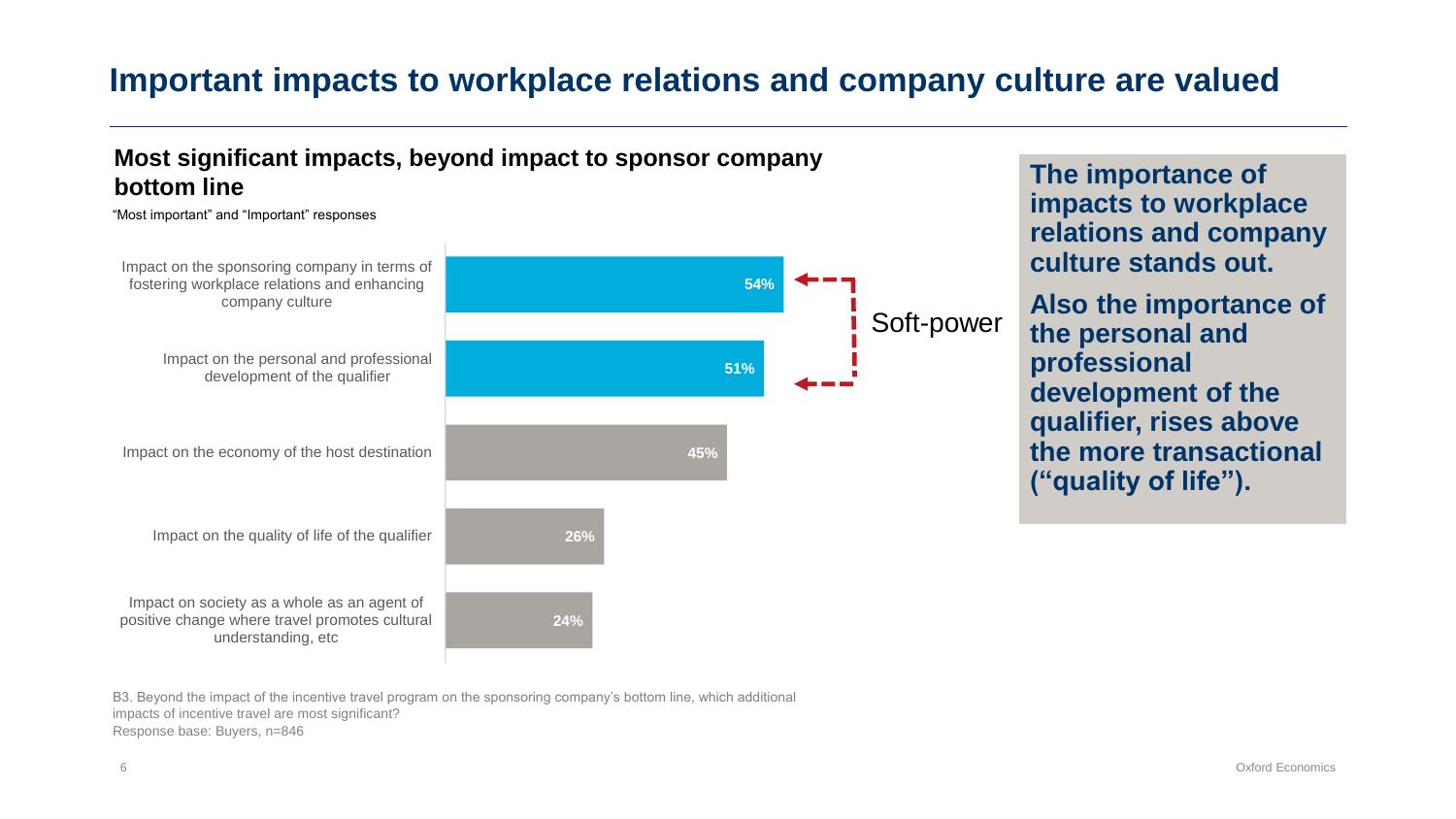# Important impacts to workplace relations and company culture are valued

## Most significant impacts, beyond impact to sponsor company bottom line

"Most important" and "Important" responses

| Impact | % |
| --- | --- |
| Impact on the sponsoring company in terms of fostering workplace relations and enhancing company culture | 54% |
| Impact on the personal and professional development of the qualifier | 51% |
| Impact on the economy of the host destination | 45% |
| Impact on the quality of life of the qualifier | 26% |
| Impact on society as a whole as an agent of positive change where travel promotes cultural understanding, etc | 24% |

Soft-power

B3. Beyond the impact of the incentive travel program on the sponsoring company's bottom line, which additional impacts of incentive travel are most significant?
Response base: Buyers, n=846

**The importance of impacts to workplace relations and company culture stands out.**

**Also the importance of the personal and professional development of the qualifier, rises above the more transactional ("quality of life").**

Oxford Economics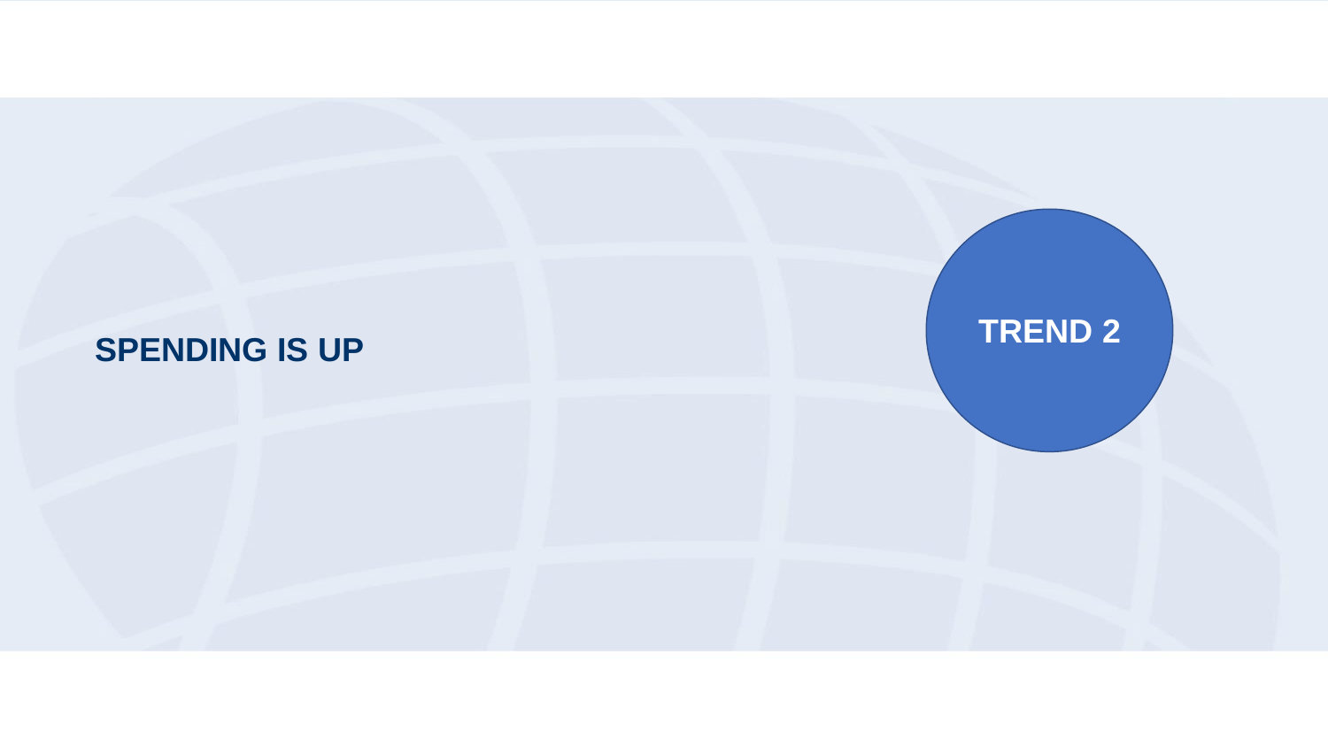# TREND 2

## SPENDING IS UP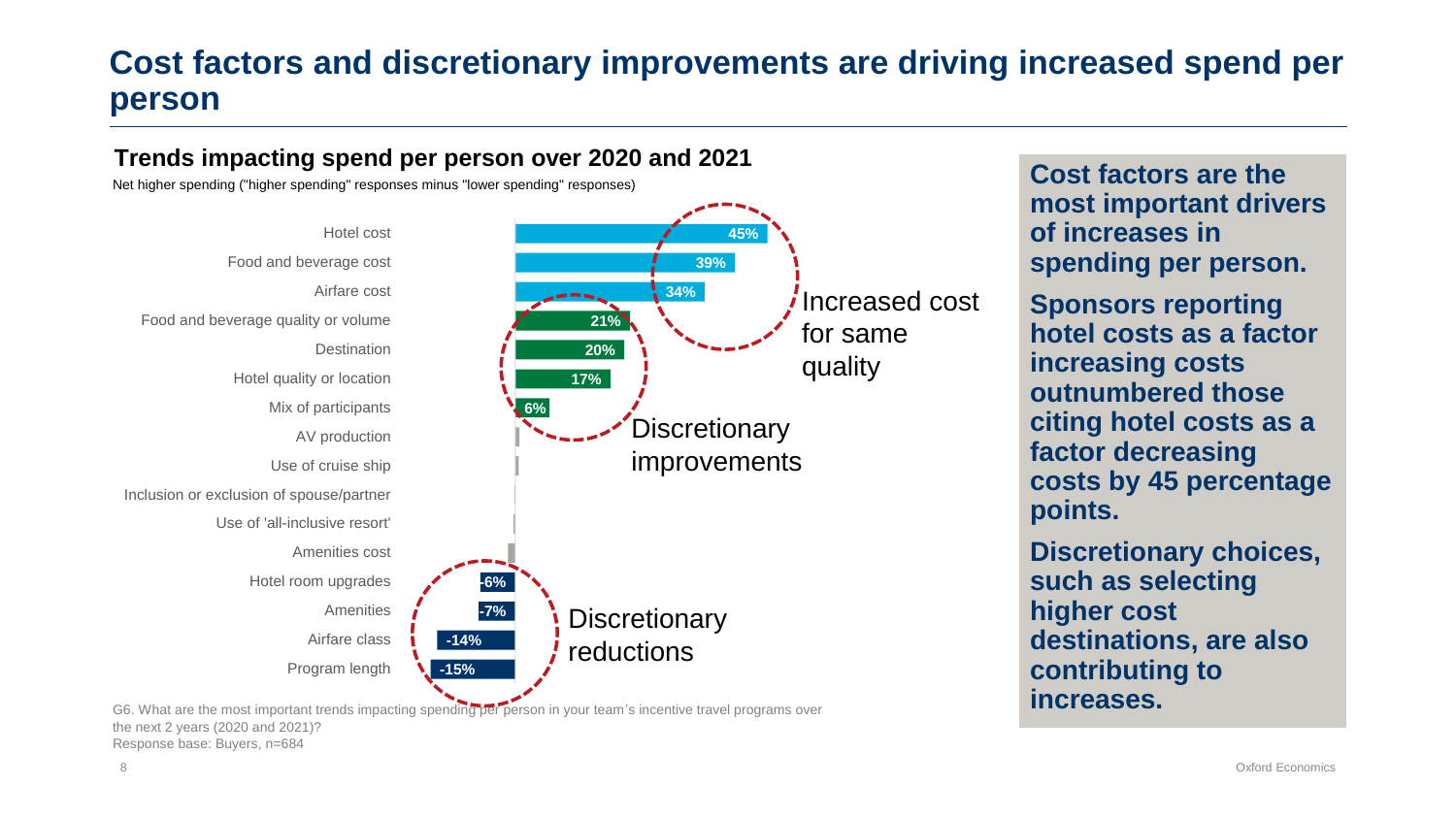# Cost factors and discretionary improvements are driving increased spend per person

## Trends impacting spend per person over 2020 and 2021

Net higher spending ("higher spending" responses minus "lower spending" responses)

| Trend | Net higher spending | Group |
|---|---|---|
| Hotel cost | 45% | Increased cost for same quality |
| Food and beverage cost | 39% | Increased cost for same quality |
| Airfare cost | 34% | Increased cost for same quality |
| Food and beverage quality or volume | 21% | Discretionary improvements |
| Destination | 20% | Discretionary improvements |
| Hotel quality or location | 17% | Discretionary improvements |
| Mix of participants | 6% | Discretionary improvements |
| AV production | | |
| Use of cruise ship | | |
| Inclusion or exclusion of spouse/partner | | |
| Use of 'all-inclusive resort' | | |
| Amenities cost | | |
| Hotel room upgrades | -6% | Discretionary reductions |
| Amenities | -7% | Discretionary reductions |
| Airfare class | -14% | Discretionary reductions |
| Program length | -15% | Discretionary reductions |

G6. What are the most important trends impacting spending per person in your team's incentive travel programs over the next 2 years (2020 and 2021)?
Response base: Buyers, n=684

**Cost factors are the most important drivers of increases in spending per person.**

**Sponsors reporting hotel costs as a factor increasing costs outnumbered those citing hotel costs as a factor decreasing costs by 45 percentage points.**

**Discretionary choices, such as selecting higher cost destinations, are also contributing to increases.**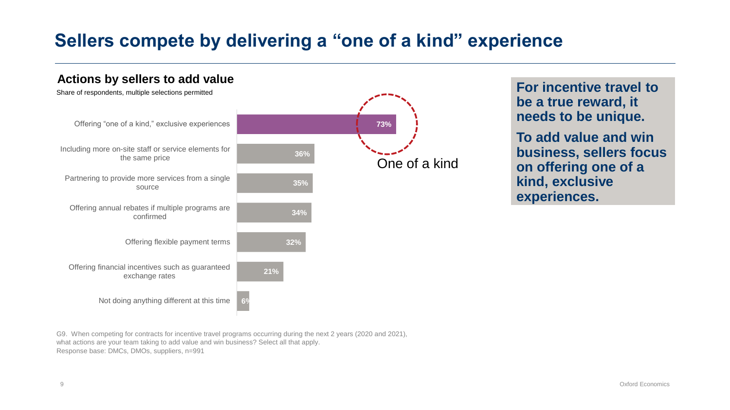# Sellers compete by delivering a "one of a kind" experience

## Actions by sellers to add value

Share of respondents, multiple selections permitted

| Action | Share |
| --- | --- |
| Offering "one of a kind," exclusive experiences | 73% |
| Including more on-site staff or service elements for the same price | 36% |
| Partnering to provide more services from a single source | 35% |
| Offering annual rebates if multiple programs are confirmed | 34% |
| Offering flexible payment terms | 32% |
| Offering financial incentives such as guaranteed exchange rates | 21% |
| Not doing anything different at this time | 6% |

One of a kind

**For incentive travel to be a true reward, it needs to be unique.**

**To add value and win business, sellers focus on offering one of a kind, exclusive experiences.**

G9. When competing for contracts for incentive travel programs occurring during the next 2 years (2020 and 2021), what actions are your team taking to add value and win business? Select all that apply.
Response base: DMCs, DMOs, suppliers, n=991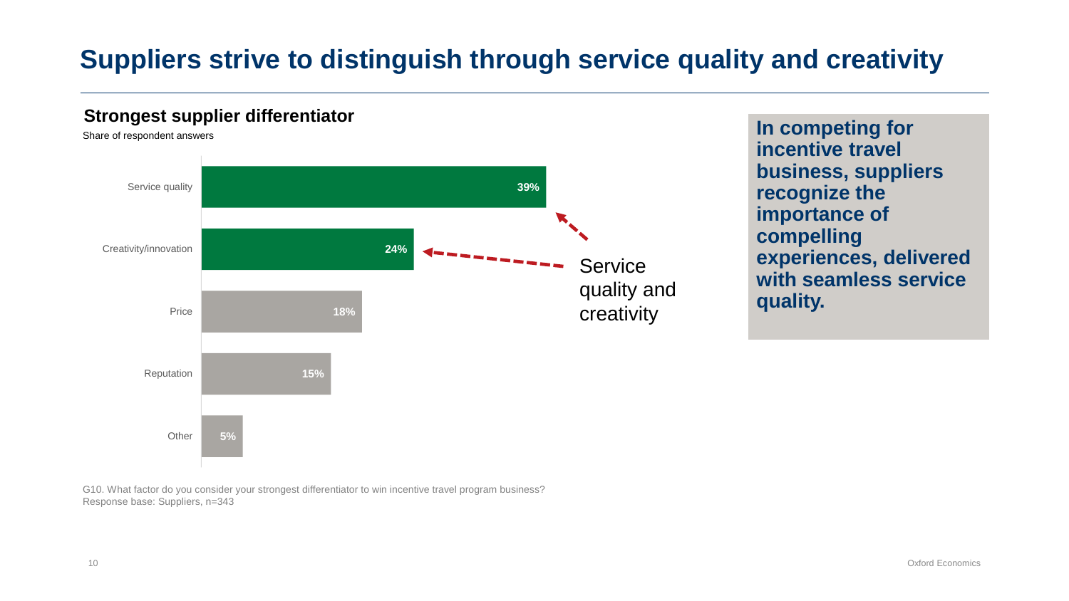# Suppliers strive to distinguish through service quality and creativity

## Strongest supplier differentiator

Share of respondent answers

| Differentiator | Share |
| --- | --- |
| Service quality | 39% |
| Creativity/innovation | 24% |
| Price | 18% |
| Reputation | 15% |
| Other | 5% |

Service quality and creativity

**In competing for incentive travel business, suppliers recognize the importance of compelling experiences, delivered with seamless service quality.**

G10. What factor do you consider your strongest differentiator to win incentive travel program business?
Response base: Suppliers, n=343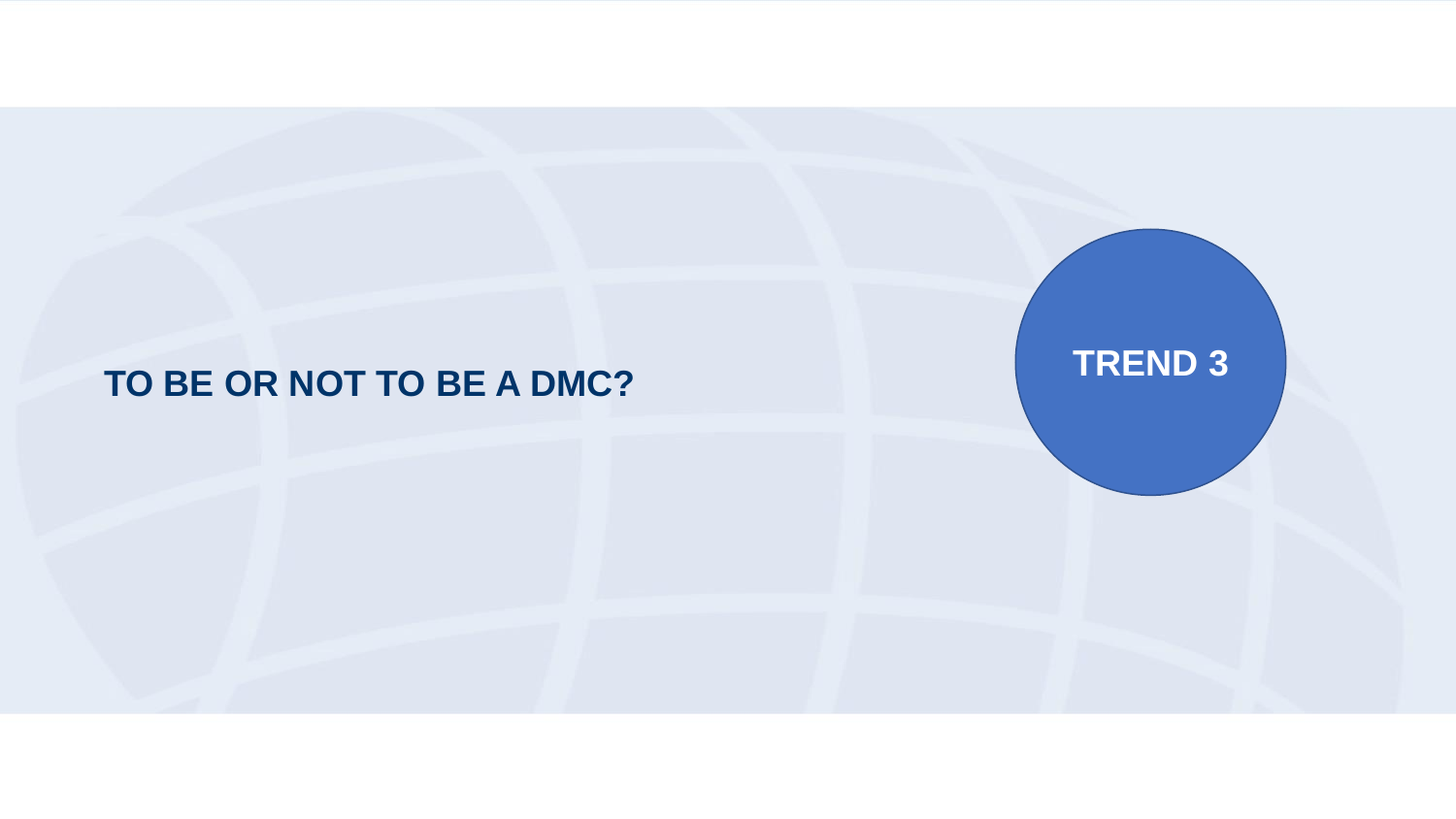# TO BE OR NOT TO BE A DMC?

TREND 3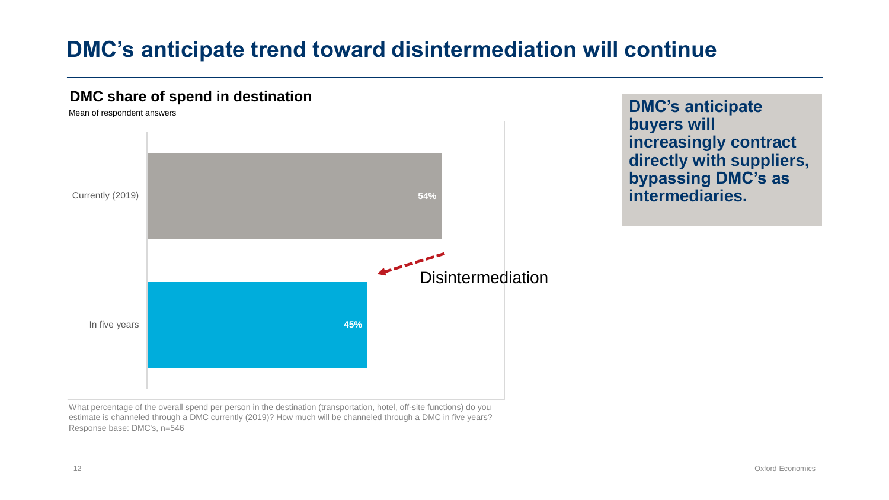# DMC's anticipate trend toward disintermediation will continue

## DMC share of spend in destination

Mean of respondent answers

| | DMC share of spend |
|---|---|
| Currently (2019) | 54% |
| In five years | 45% |

Disintermediation

What percentage of the overall spend per person in the destination (transportation, hotel, off-site functions) do you estimate is channeled through a DMC currently (2019)? How much will be channeled through a DMC in five years?
Response base: DMC's, n=546

**DMC's anticipate buyers will increasingly contract directly with suppliers, bypassing DMC's as intermediaries.**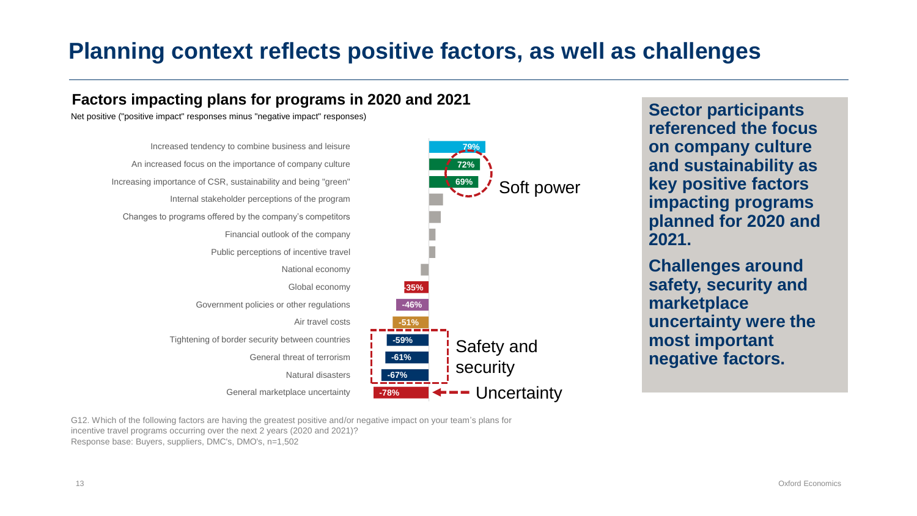# Planning context reflects positive factors, as well as challenges

## Factors impacting plans for programs in 2020 and 2021

Net positive ("positive impact" responses minus "negative impact" responses)

| Factor | Net positive |
|---|---|
| Increased tendency to combine business and leisure | 79% |
| An increased focus on the importance of company culture | 72% |
| Increasing importance of CSR, sustainability and being "green" | 69% |
| Internal stakeholder perceptions of the program | |
| Changes to programs offered by the company's competitors | |
| Financial outlook of the company | |
| Public perceptions of incentive travel | |
| National economy | |
| Global economy | -35% |
| Government policies or other regulations | -46% |
| Air travel costs | -51% |
| Tightening of border security between countries | -59% |
| General threat of terrorism | -61% |
| Natural disasters | -67% |
| General marketplace uncertainty | -78% |

Soft power

Safety and security

Uncertainty

G12. Which of the following factors are having the greatest positive and/or negative impact on your team's plans for incentive travel programs occurring over the next 2 years (2020 and 2021)?
Response base: Buyers, suppliers, DMC's, DMO's, n=1,502

**Sector participants referenced the focus on company culture and sustainability as key positive factors impacting programs planned for 2020 and 2021.**

**Challenges around safety, security and marketplace uncertainty were the most important negative factors.**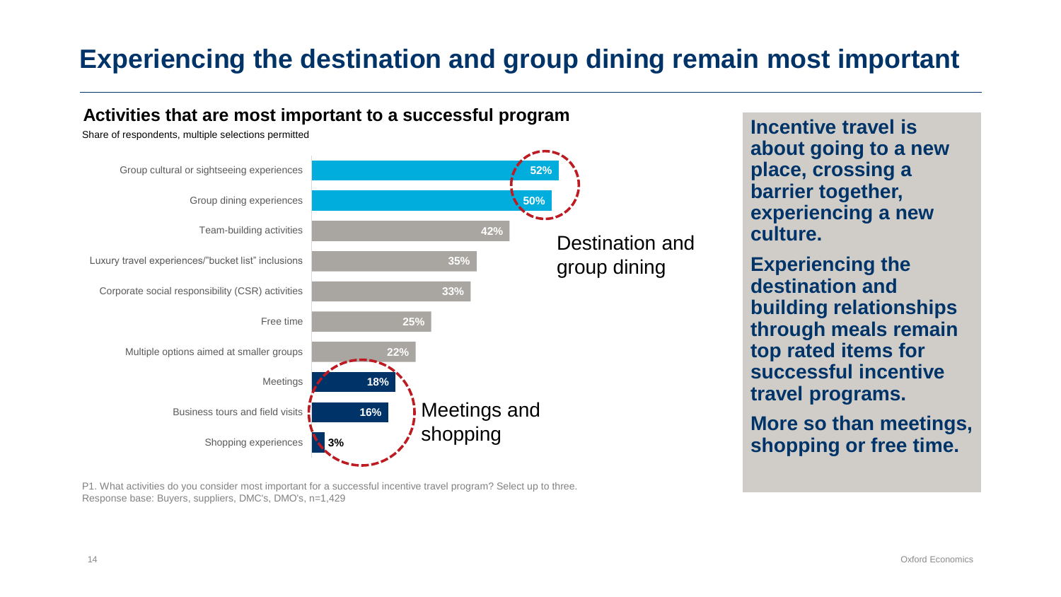# Experiencing the destination and group dining remain most important

## Activities that are most important to a successful program

Share of respondents, multiple selections permitted

| Activity | Share |
|---|---|
| Group cultural or sightseeing experiences | 52% |
| Group dining experiences | 50% |
| Team-building activities | 42% |
| Luxury travel experiences/"bucket list" inclusions | 35% |
| Corporate social responsibility (CSR) activities | 33% |
| Free time | 25% |
| Multiple options aimed at smaller groups | 22% |
| Meetings | 18% |
| Business tours and field visits | 16% |
| Shopping experiences | 3% |

Destination and group dining

Meetings and shopping

P1. What activities do you consider most important for a successful incentive travel program? Select up to three.
Response base: Buyers, suppliers, DMC's, DMO's, n=1,429

**Incentive travel is about going to a new place, crossing a barrier together, experiencing a new culture.**

**Experiencing the destination and building relationships through meals remain top rated items for successful incentive travel programs.**

**More so than meetings, shopping or free time.**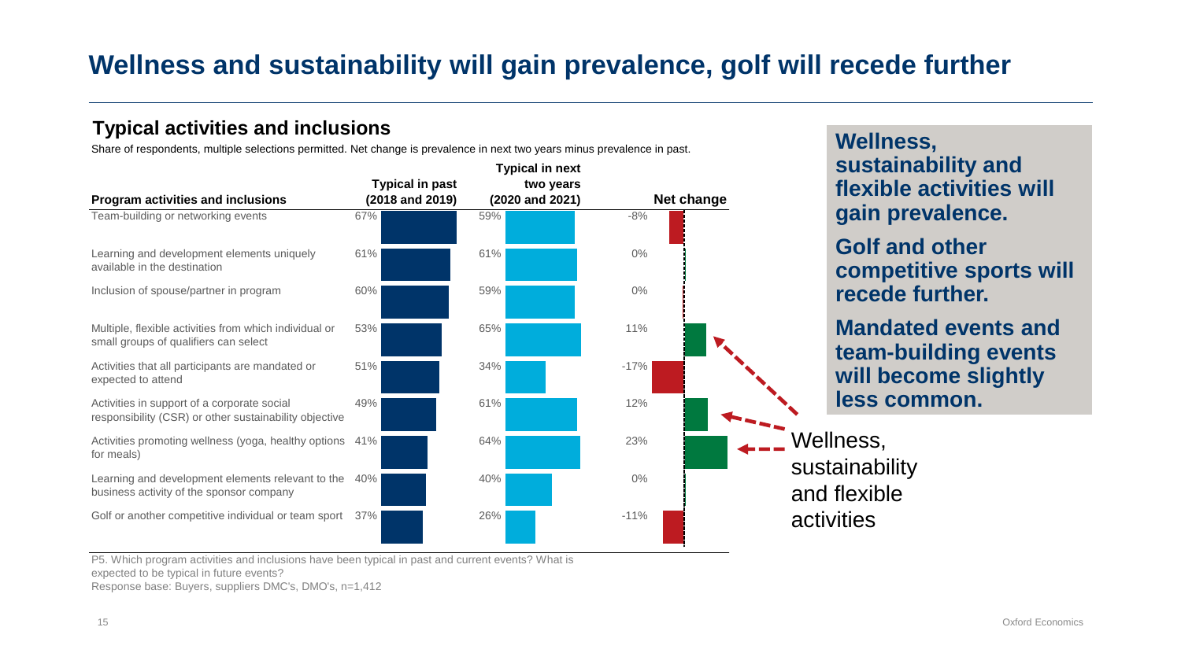# Wellness and sustainability will gain prevalence, golf will recede further

## Typical activities and inclusions

Share of respondents, multiple selections permitted. Net change is prevalence in next two years minus prevalence in past.

| Program activities and inclusions | Typical in past (2018 and 2019) | Typical in next two years (2020 and 2021) | Net change |
|---|---|---|---|
| Team-building or networking events | 67% | 59% | -8% |
| Learning and development elements uniquely available in the destination | 61% | 61% | 0% |
| Inclusion of spouse/partner in program | 60% | 59% | 0% |
| Multiple, flexible activities from which individual or small groups of qualifiers can select | 53% | 65% | 11% |
| Activities that all participants are mandated or expected to attend | 51% | 34% | -17% |
| Activities in support of a corporate social responsibility (CSR) or other sustainability objective | 49% | 61% | 12% |
| Activities promoting wellness (yoga, healthy options for meals) | 41% | 64% | 23% |
| Learning and development elements relevant to the business activity of the sponsor company | 40% | 40% | 0% |
| Golf or another competitive individual or team sport | 37% | 26% | -11% |

Wellness, sustainability and flexible activities

P5. Which program activities and inclusions have been typical in past and current events? What is expected to be typical in future events?
Response base: Buyers, suppliers DMC's, DMO's, n=1,412

**Wellness, sustainability and flexible activities will gain prevalence.**

**Golf and other competitive sports will recede further.**

**Mandated events and team-building events will become slightly less common.**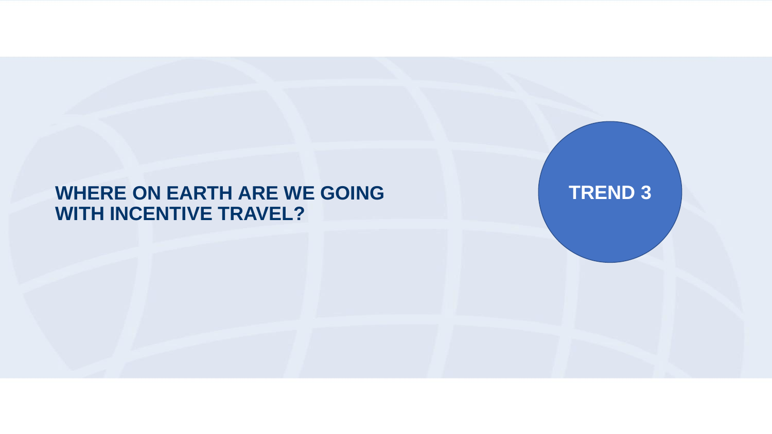# WHERE ON EARTH ARE WE GOING WITH INCENTIVE TRAVEL?

**TREND 3**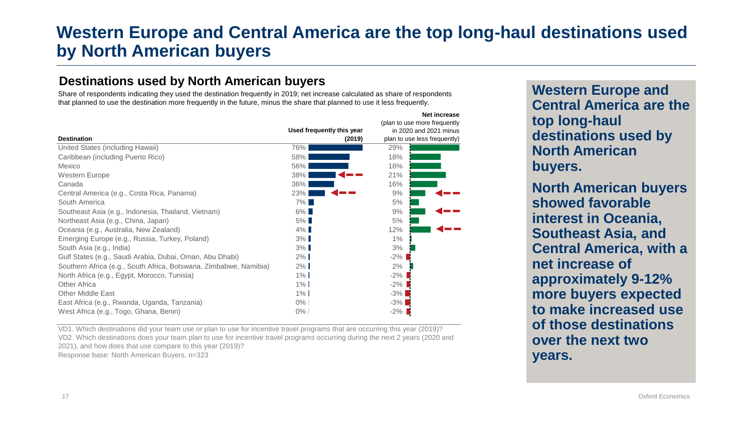# Western Europe and Central America are the top long-haul destinations used by North American buyers

## Destinations used by North American buyers

Share of respondents indicating they used the destination frequently in 2019; net increase calculated as share of respondents that planned to use the destination more frequently in the future, minus the share that planned to use it less frequently.

| Destination | Used frequently this year (2019) | Net increase (plan to use more frequently in 2020 and 2021 minus plan to use less frequently) |
|---|---|---|
| United States (including Hawaii) | 76% | 29% |
| Caribbean (including Puerto Rico) | 58% | 18% |
| Mexico | 56% | 18% |
| Western Europe | 38% | 21% |
| Canada | 36% | 16% |
| Central America (e.g., Costa Rica, Panama) | 23% | 9% |
| South America | 7% | 5% |
| Southeast Asia (e.g., Indonesia, Thailand, Vietnam) | 6% | 9% |
| Northeast Asia (e.g., China, Japan) | 5% | 5% |
| Oceania (e.g., Australia, New Zealand) | 4% | 12% |
| Emerging Europe (e.g., Russia, Turkey, Poland) | 3% | 1% |
| South Asia (e.g., India) | 3% | 3% |
| Gulf States (e.g., Saudi Arabia, Dubai, Oman, Abu Dhabi) | 2% | -2% |
| Southern Africa (e.g., South Africa, Botswana, Zimbabwe, Namibia) | 2% | 2% |
| North Africa (e.g., Egypt, Morocco, Tunisia) | 1% | -2% |
| Other Africa | 1% | -2% |
| Other Middle East | 1% | -3% |
| East Africa (e.g., Rwanda, Uganda, Tanzania) | 0% | -3% |
| West Africa (e.g., Togo, Ghana, Benin) | 0% | -2% |

VD1. Which destinations did your team use or plan to use for incentive travel programs that are occurring this year (2019)?
VD2. Which destinations does your team plan to use for incentive travel programs occurring during the next 2 years (2020 and 2021), and how does that use compare to this year (2019)?
Response base: North American Buyers, n=323

**Western Europe and Central America are the top long-haul destinations used by North American buyers.**

**North American buyers showed favorable interest in Oceania, Southeast Asia, and Central America, with a net increase of approximately 9-12% more buyers expected to make increased use of those destinations over the next two years.**

Oxford Economics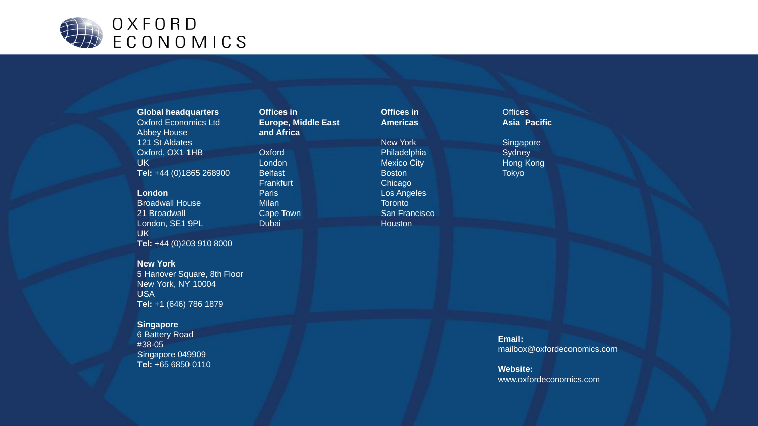OXFORD ECONOMICS

**Global headquarters**
Oxford Economics Ltd
Abbey House
121 St Aldates
Oxford, OX1 1HB
UK
**Tel:** +44 (0)1865 268900

**London**
Broadwall House
21 Broadwall
London, SE1 9PL
UK
**Tel:** +44 (0)203 910 8000

**New York**
5 Hanover Square, 8th Floor
New York, NY 10004
USA
**Tel:** +1 (646) 786 1879

**Singapore**
6 Battery Road
#38-05
Singapore 049909
**Tel:** +65 6850 0110

**Offices in Europe, Middle East and Africa**

Oxford
London
Belfast
Frankfurt
Paris
Milan
Cape Town
Dubai

**Offices in Americas**

New York
Philadelphia
Mexico City
Boston
Chicago
Los Angeles
Toronto
San Francisco
Houston

Offices
**Asia Pacific**

Singapore
Sydney
Hong Kong
Tokyo

**Email:**
mailbox@oxfordeconomics.com

**Website:**
www.oxfordeconomics.com